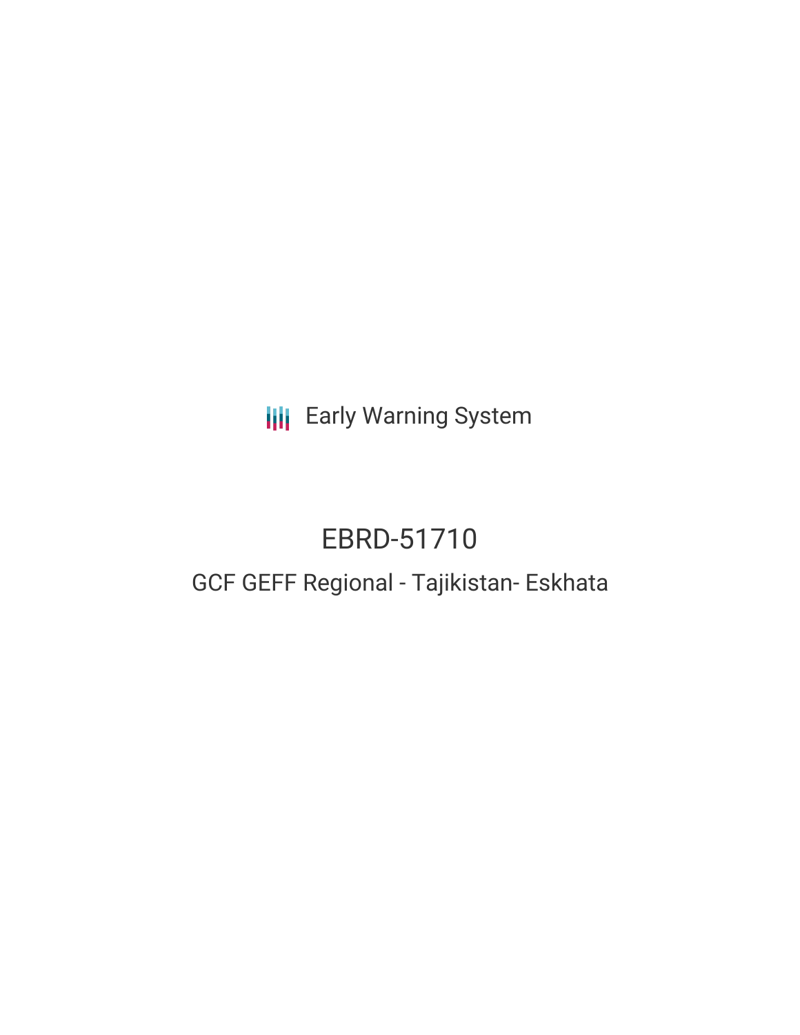Early Warning System

# EBRD-51710

## GCF GEFF Regional - Tajikistan- Eskhata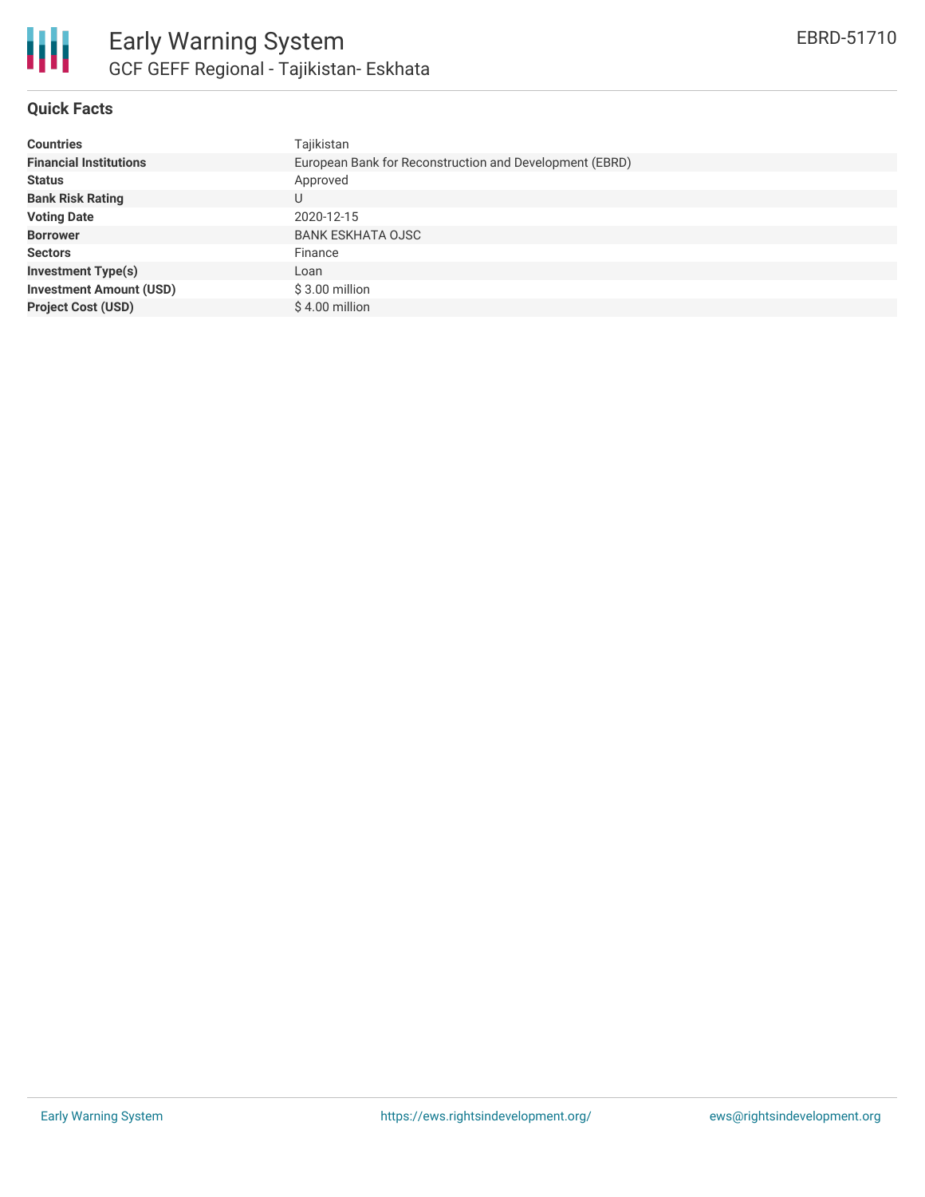## Quick Facts

| | |
|---|---|
| **Countries** | Tajikistan |
| **Financial Institutions** | European Bank for Reconstruction and Development (EBRD) |
| **Status** | Approved |
| **Bank Risk Rating** | U |
| **Voting Date** | 2020-12-15 |
| **Borrower** | BANK ESKHATA OJSC |
| **Sectors** | Finance |
| **Investment Type(s)** | Loan |
| **Investment Amount (USD)** | $ 3.00 million |
| **Project Cost (USD)** | $ 4.00 million |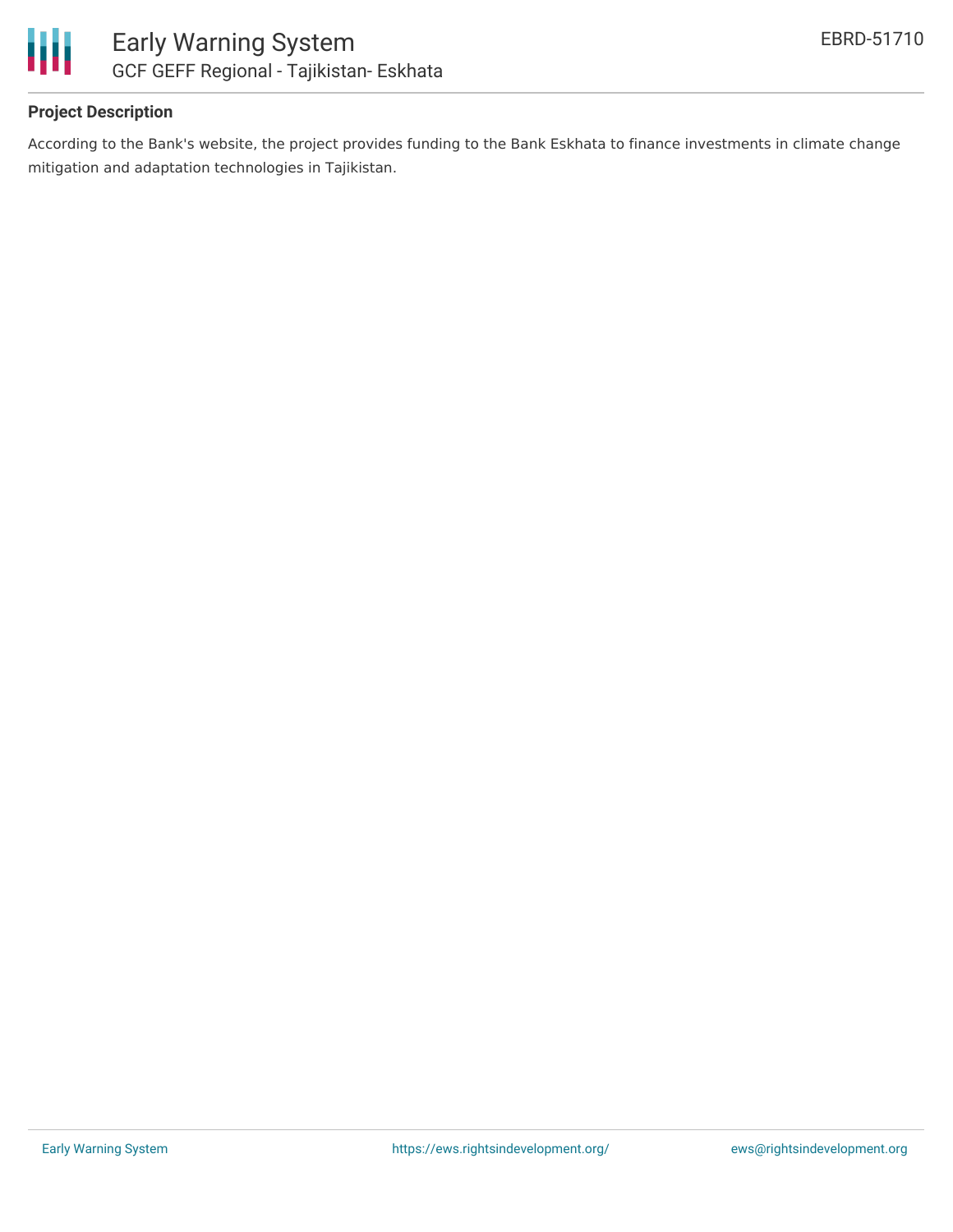**Project Description**

According to the Bank's website, the project provides funding to the Bank Eskhata to finance investments in climate change mitigation and adaptation technologies in Tajikistan.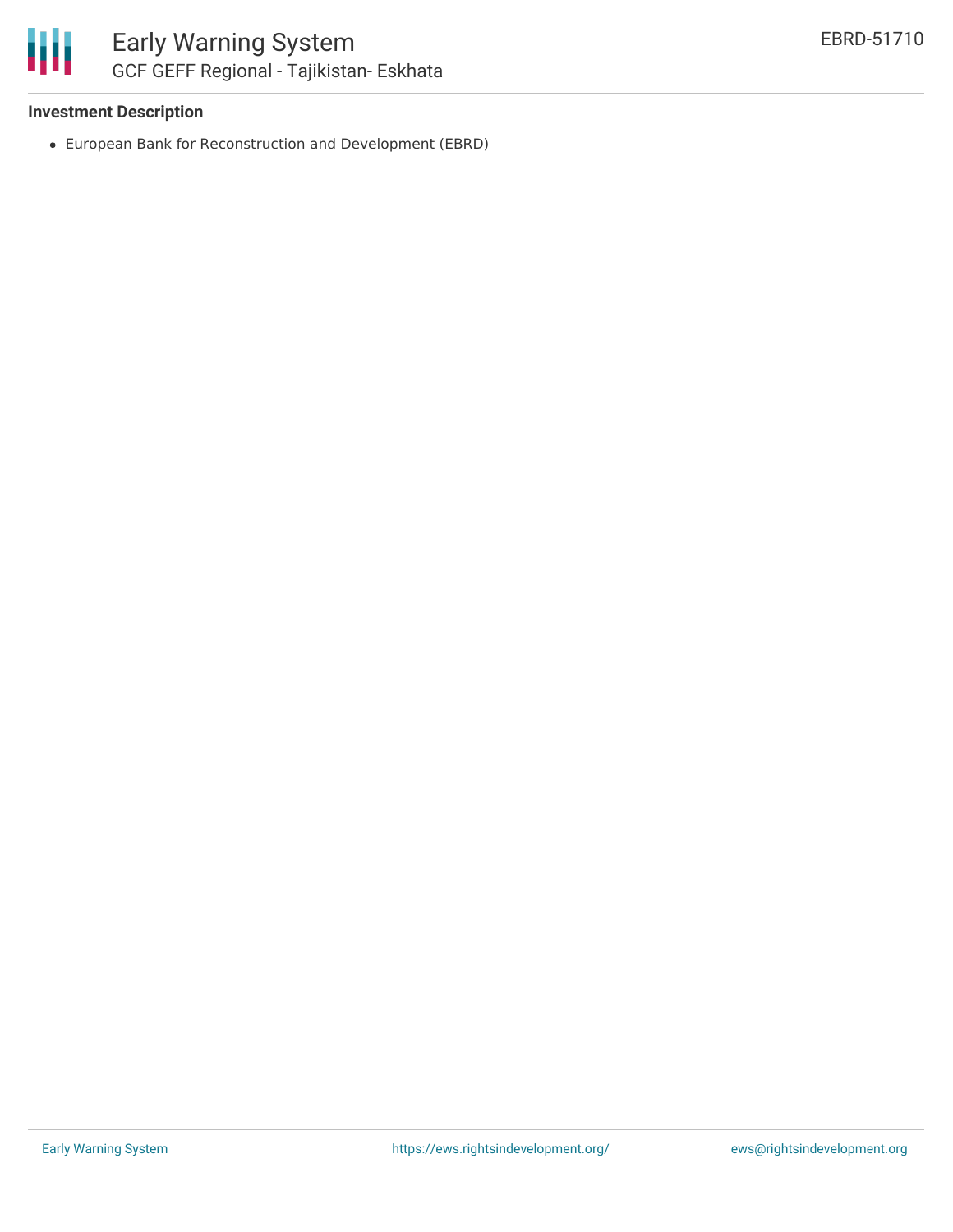### Investment Description

- European Bank for Reconstruction and Development (EBRD)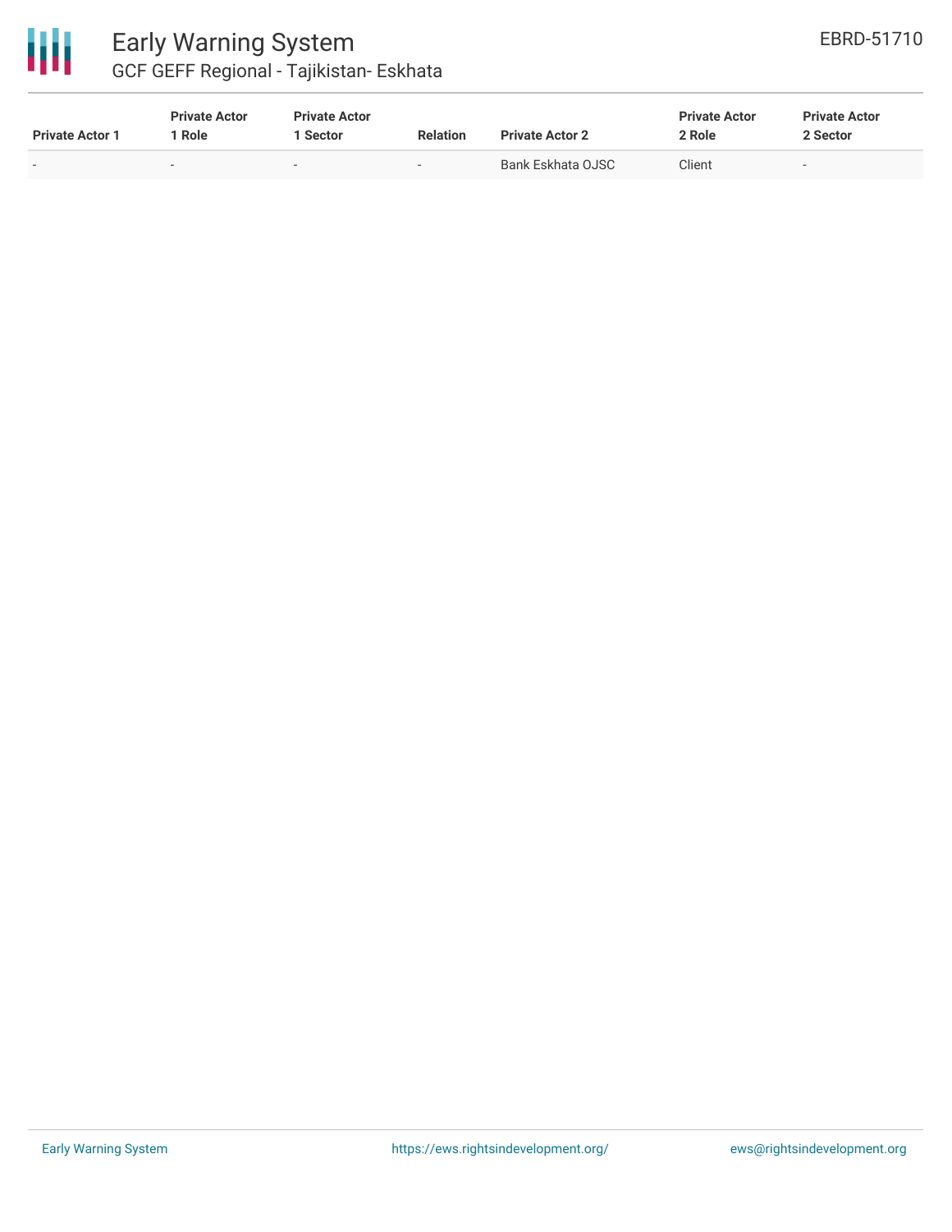| Private Actor 1 | Private Actor 1 Role | Private Actor 1 Sector | Relation | Private Actor 2 | Private Actor 2 Role | Private Actor 2 Sector |
|---|---|---|---|---|---|---|
| - | - | - | - | Bank Eskhata OJSC | Client | - |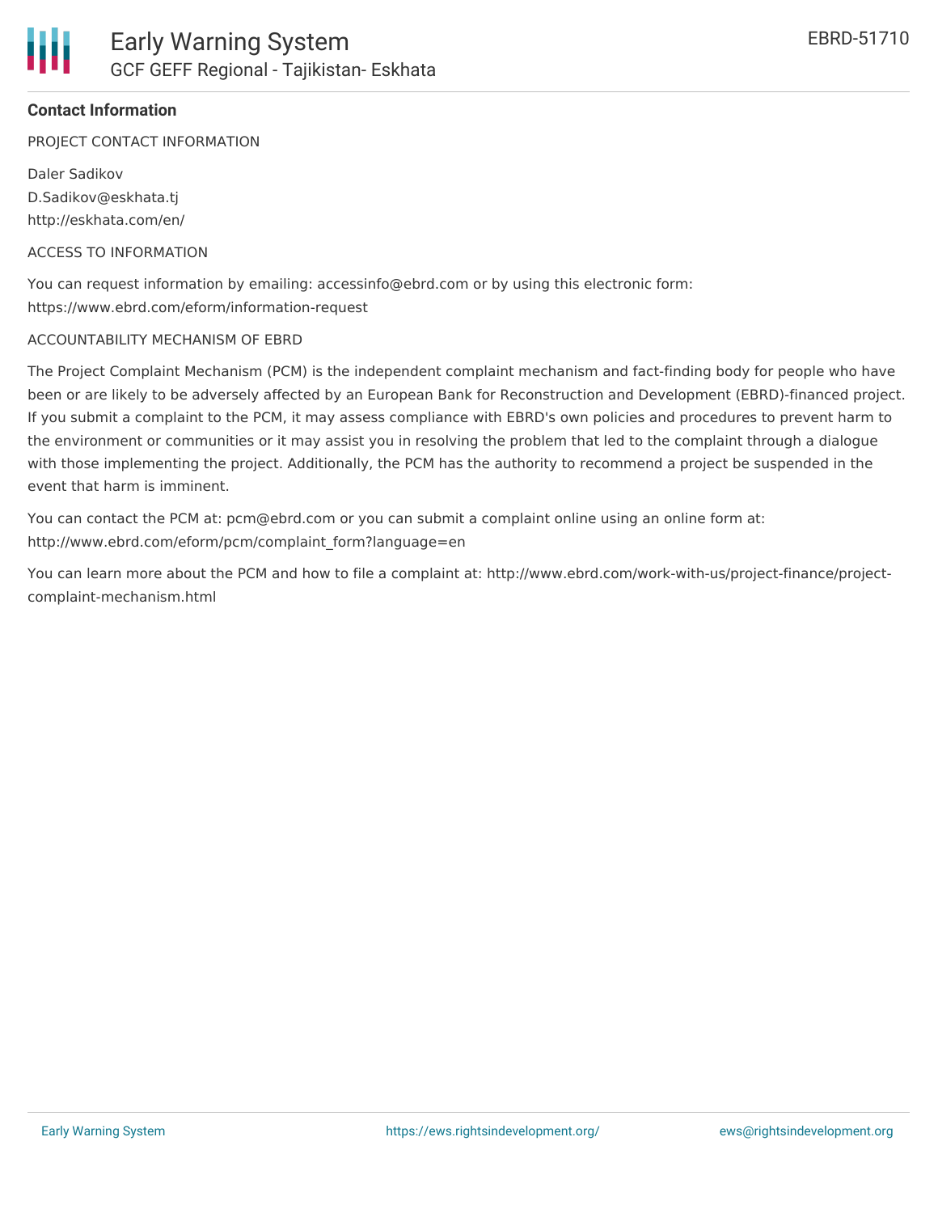## Contact Information

PROJECT CONTACT INFORMATION

Daler Sadikov
D.Sadikov@eskhata.tj
http://eskhata.com/en/

ACCESS TO INFORMATION

You can request information by emailing: accessinfo@ebrd.com or by using this electronic form: https://www.ebrd.com/eform/information-request

ACCOUNTABILITY MECHANISM OF EBRD

The Project Complaint Mechanism (PCM) is the independent complaint mechanism and fact-finding body for people who have been or are likely to be adversely affected by an European Bank for Reconstruction and Development (EBRD)-financed project. If you submit a complaint to the PCM, it may assess compliance with EBRD's own policies and procedures to prevent harm to the environment or communities or it may assist you in resolving the problem that led to the complaint through a dialogue with those implementing the project. Additionally, the PCM has the authority to recommend a project be suspended in the event that harm is imminent.

You can contact the PCM at: pcm@ebrd.com or you can submit a complaint online using an online form at: http://www.ebrd.com/eform/pcm/complaint_form?language=en

You can learn more about the PCM and how to file a complaint at: http://www.ebrd.com/work-with-us/project-finance/project-complaint-mechanism.html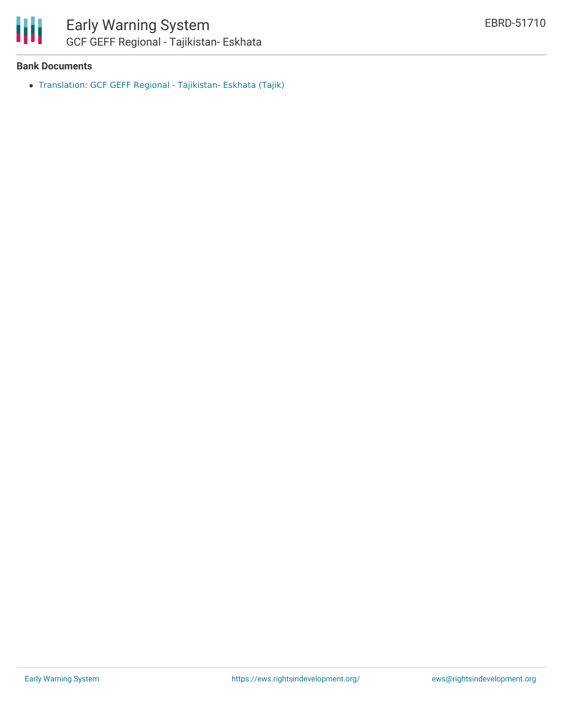**Bank Documents**

- Translation: GCF GEFF Regional - Tajikistan- Eskhata (Tajik)